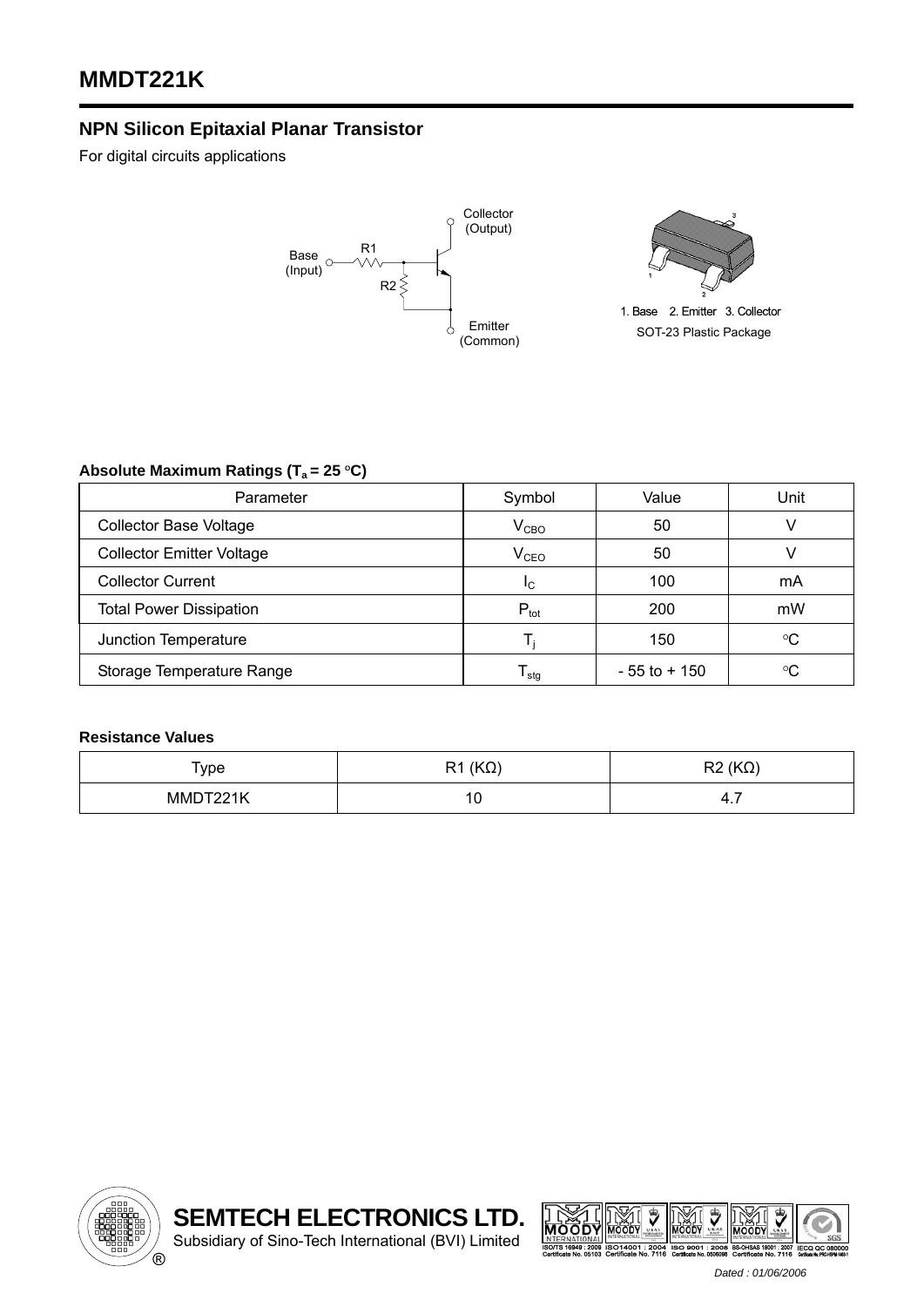# MMDT221K

## NPN Silicon Epitaxial Planar Transistor

For digital circuits applications

Collector (Output)

Base (Input)

R1

R2

Emitter (Common)

1. Base 2. Emitter 3. Collector

SOT-23 Plastic Package

### Absolute Maximum Ratings ($T_a$ = 25 °C)

| Parameter | Symbol | Value | Unit |
|---|---|---|---|
| Collector Base Voltage | $V_{CBO}$ | 50 | V |
| Collector Emitter Voltage | $V_{CEO}$ | 50 | V |
| Collector Current | $I_C$ | 100 | mA |
| Total Power Dissipation | $P_{tot}$ | 200 | mW |
| Junction Temperature | $T_j$ | 150 | °C |
| Storage Temperature Range | $T_{stg}$ | - 55 to + 150 | °C |

### Resistance Values

| Type | R1 (KΩ) | R2 (KΩ) |
|---|---|---|
| MMDT221K | 10 | 4.7 |

**SEMTECH ELECTRONICS LTD.**

Subsidiary of Sino-Tech International (BVI) Limited

*Dated : 01/06/2006*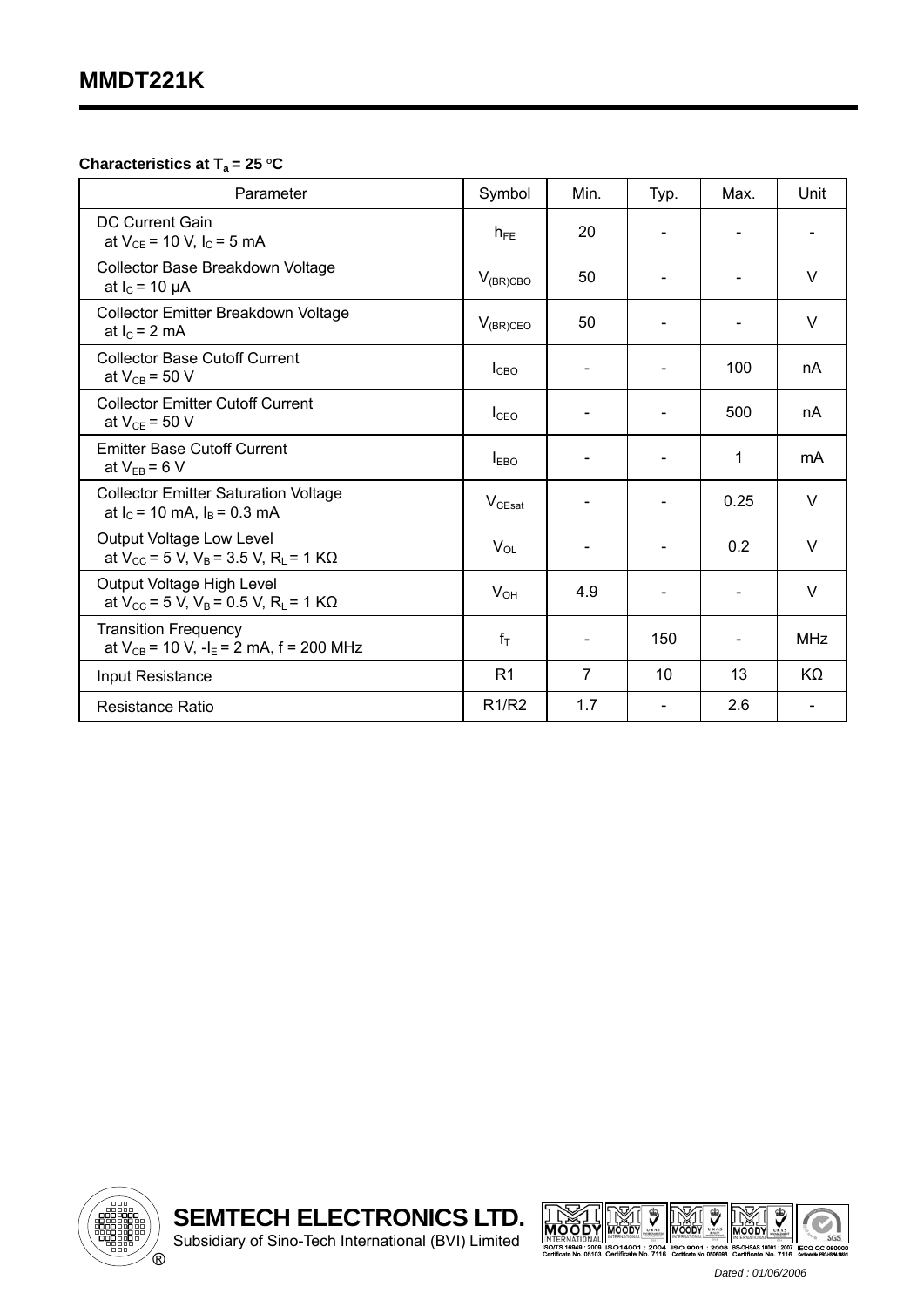# MMDT221K

**Characteristics at $T_a$ = 25 °C**

| Parameter | Symbol | Min. | Typ. | Max. | Unit |
|---|---|---|---|---|---|
| DC Current Gain<br>at $V_{CE}$ = 10 V, $I_C$ = 5 mA | $h_{FE}$ | 20 | - | - | - |
| Collector Base Breakdown Voltage<br>at $I_C$ = 10 μA | $V_{(BR)CBO}$ | 50 | - | - | V |
| Collector Emitter Breakdown Voltage<br>at $I_C$ = 2 mA | $V_{(BR)CEO}$ | 50 | - | - | V |
| Collector Base Cutoff Current<br>at $V_{CB}$ = 50 V | $I_{CBO}$ | - | - | 100 | nA |
| Collector Emitter Cutoff Current<br>at $V_{CE}$ = 50 V | $I_{CEO}$ | - | - | 500 | nA |
| Emitter Base Cutoff Current<br>at $V_{EB}$ = 6 V | $I_{EBO}$ | - | - | 1 | mA |
| Collector Emitter Saturation Voltage<br>at $I_C$ = 10 mA, $I_B$ = 0.3 mA | $V_{CEsat}$ | - | - | 0.25 | V |
| Output Voltage Low Level<br>at $V_{CC}$ = 5 V, $V_B$ = 3.5 V, $R_L$ = 1 KΩ | $V_{OL}$ | - | - | 0.2 | V |
| Output Voltage High Level<br>at $V_{CC}$ = 5 V, $V_B$ = 0.5 V, $R_L$ = 1 KΩ | $V_{OH}$ | 4.9 | - | - | V |
| Transition Frequency<br>at $V_{CB}$ = 10 V, -$I_E$ = 2 mA, f = 200 MHz | $f_T$ | - | 150 | - | MHz |
| Input Resistance | R1 | 7 | 10 | 13 | KΩ |
| Resistance Ratio | R1/R2 | 1.7 | - | 2.6 | - |

**SEMTECH ELECTRONICS LTD.**
Subsidiary of Sino-Tech International (BVI) Limited

ISO/TS 16949 : 2009 Certificate No. 05103 ISO14001 : 2004 Certificate No. 7116 ISO 9001 : 2008 Certificate No. 0506098 BS-OHSAS 18001 : 2007 Certificate No. 7116 IECQ QC 080000

*Dated : 01/06/2006*